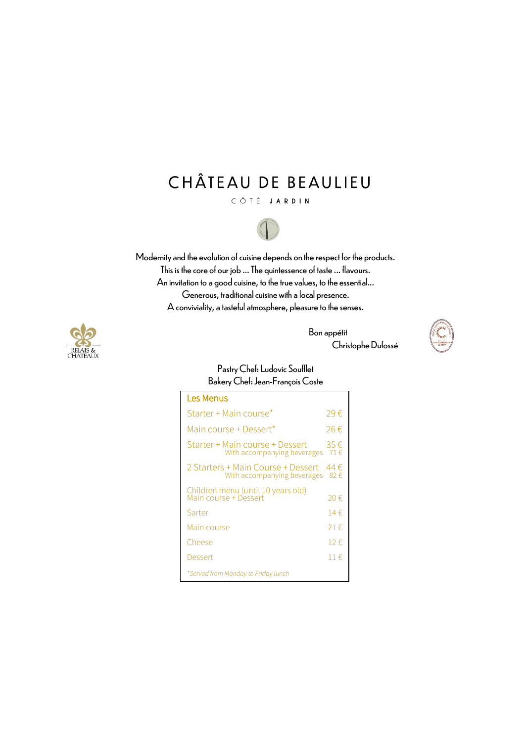# CHÂTEAU DE BEAULIEU

CÔTÉ **JARDIN**

Modernity and the evolution of cuisine depends on the respect for the products.
This is the core of our job ... The quintessence of taste ... flavours.
An invitation to a good cuisine, to the true values, to the essential...
Generous, traditional cuisine with a local presence.
A conviviality, a tasteful atmosphere, pleasure to the senses.

RELAIS & CHATEAUX

Bon appétit
Christophe Dufossé

Pastry Chef: Ludovic Soufflet
Bakery Chef: Jean-François Coste

## Les Menus

| | |
|---|---|
| Starter + Main course* | 29 € |
| Main course + Dessert* | 26 € |
| Starter + Main course + Dessert | 35 € |
| With accompanying beverages | 71 € |
| 2 Starters + Main Course + Dessert | 44 € |
| With accompanying beverages | 82 € |
| Children menu (until 10 years old) Main course + Dessert | 20 € |
| Sarter | 14 € |
| Main course | 21 € |
| Cheese | 12 € |
| Dessert | 11 € |

*Served from Monday to Friday lunch*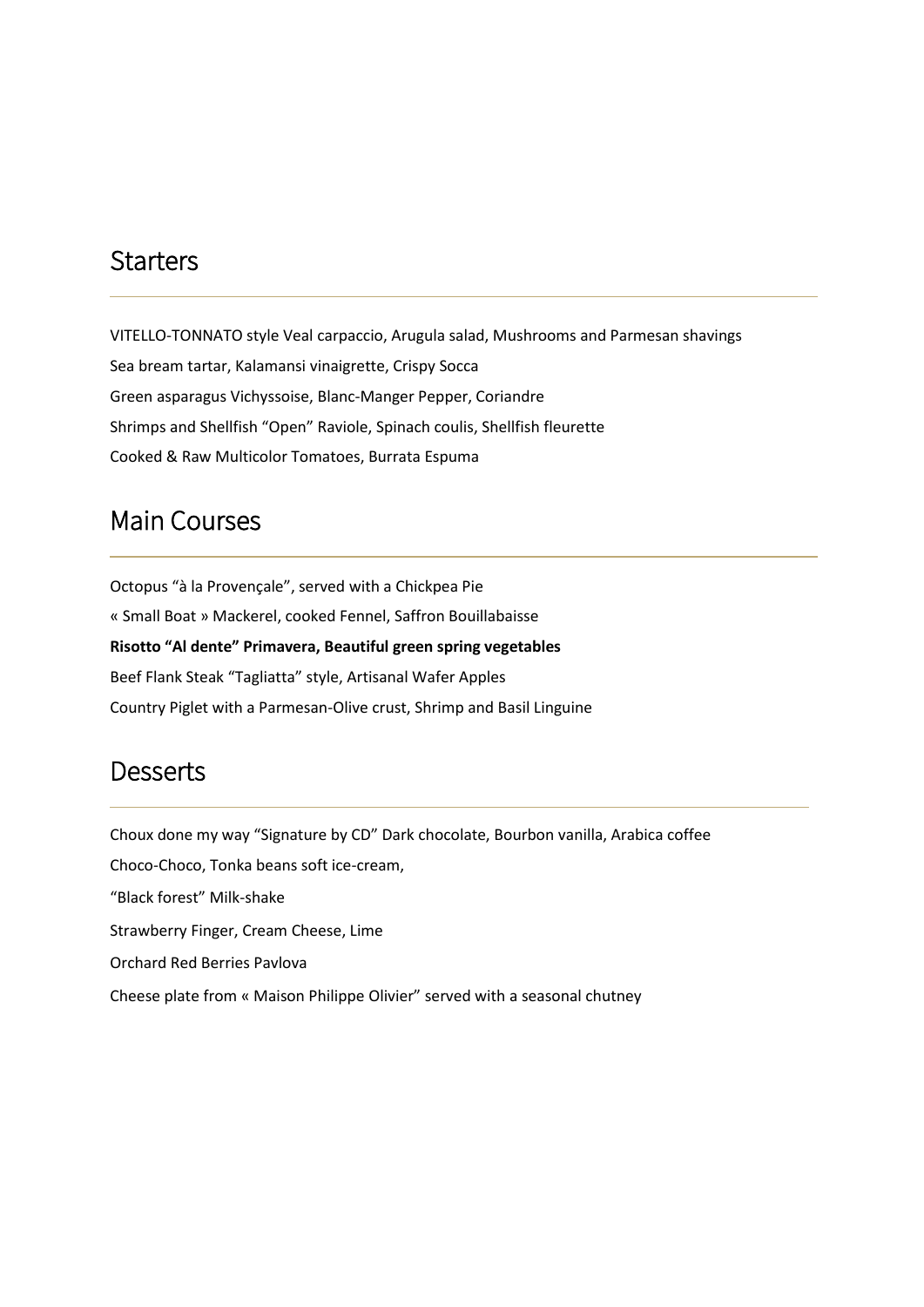## Starters

VITELLO-TONNATO style Veal carpaccio, Arugula salad, Mushrooms and Parmesan shavings

Sea bream tartar, Kalamansi vinaigrette, Crispy Socca

Green asparagus Vichyssoise, Blanc-Manger Pepper, Coriandre

Shrimps and Shellfish “Open” Raviole, Spinach coulis, Shellfish fleurette

Cooked & Raw Multicolor Tomatoes, Burrata Espuma

## Main Courses

Octopus “à la Provençale”, served with a Chickpea Pie

« Small Boat » Mackerel, cooked Fennel, Saffron Bouillabaisse

**Risotto “Al dente” Primavera, Beautiful green spring vegetables**

Beef Flank Steak “Tagliatta” style, Artisanal Wafer Apples

Country Piglet with a Parmesan-Olive crust, Shrimp and Basil Linguine

## Desserts

Choux done my way “Signature by CD” Dark chocolate, Bourbon vanilla, Arabica coffee

Choco-Choco, Tonka beans soft ice-cream,

“Black forest” Milk-shake

Strawberry Finger, Cream Cheese, Lime

Orchard Red Berries Pavlova

Cheese plate from « Maison Philippe Olivier” served with a seasonal chutney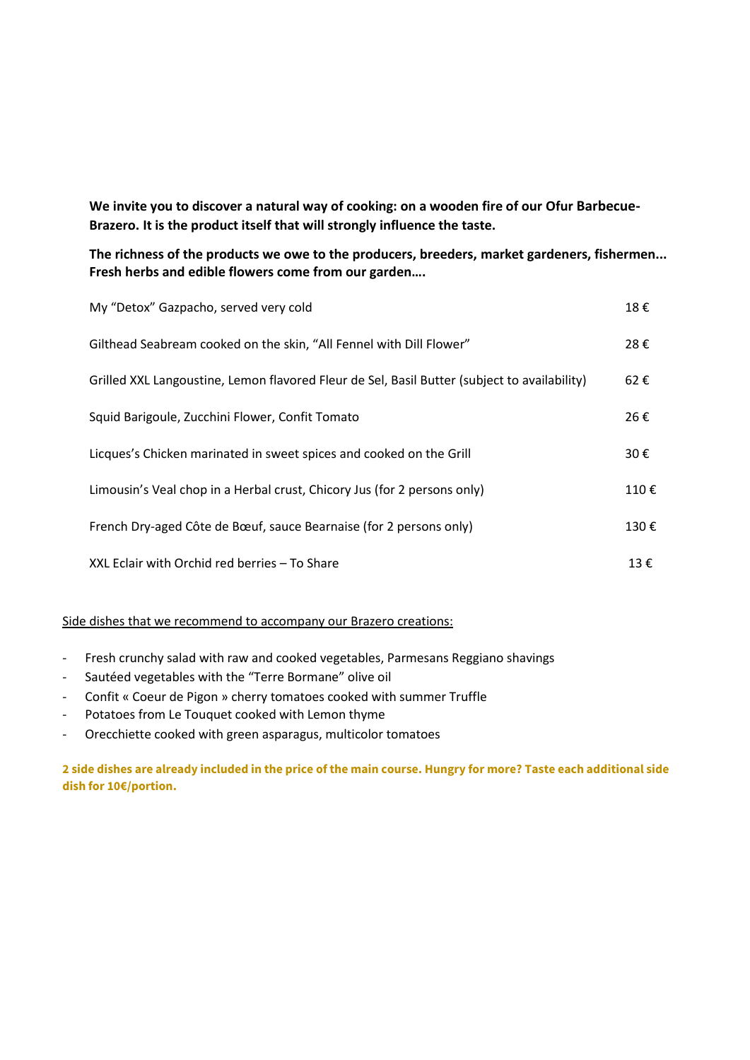**We invite you to discover a natural way of cooking: on a wooden fire of our Ofur Barbecue-Brazero. It is the product itself that will strongly influence the taste.**

**The richness of the products we owe to the producers, breeders, market gardeners, fishermen... Fresh herbs and edible flowers come from our garden….**

| | |
|---|---|
| My "Detox" Gazpacho, served very cold | 18 € |
| Gilthead Seabream cooked on the skin, "All Fennel with Dill Flower" | 28 € |
| Grilled XXL Langoustine, Lemon flavored Fleur de Sel, Basil Butter (subject to availability) | 62 € |
| Squid Barigoule, Zucchini Flower, Confit Tomato | 26 € |
| Licques's Chicken marinated in sweet spices and cooked on the Grill | 30 € |
| Limousin's Veal chop in a Herbal crust, Chicory Jus (for 2 persons only) | 110 € |
| French Dry-aged Côte de Bœuf, sauce Bearnaise (for 2 persons only) | 130 € |
| XXL Eclair with Orchid red berries – To Share | 13 € |

<u>Side dishes that we recommend to accompany our Brazero creations:</u>

- Fresh crunchy salad with raw and cooked vegetables, Parmesans Reggiano shavings
- Sautéed vegetables with the "Terre Bormane" olive oil
- Confit « Coeur de Pigon » cherry tomatoes cooked with summer Truffle
- Potatoes from Le Touquet cooked with Lemon thyme
- Orecchiette cooked with green asparagus, multicolor tomatoes

**2 side dishes are already included in the price of the main course. Hungry for more? Taste each additional side dish for 10€/portion.**